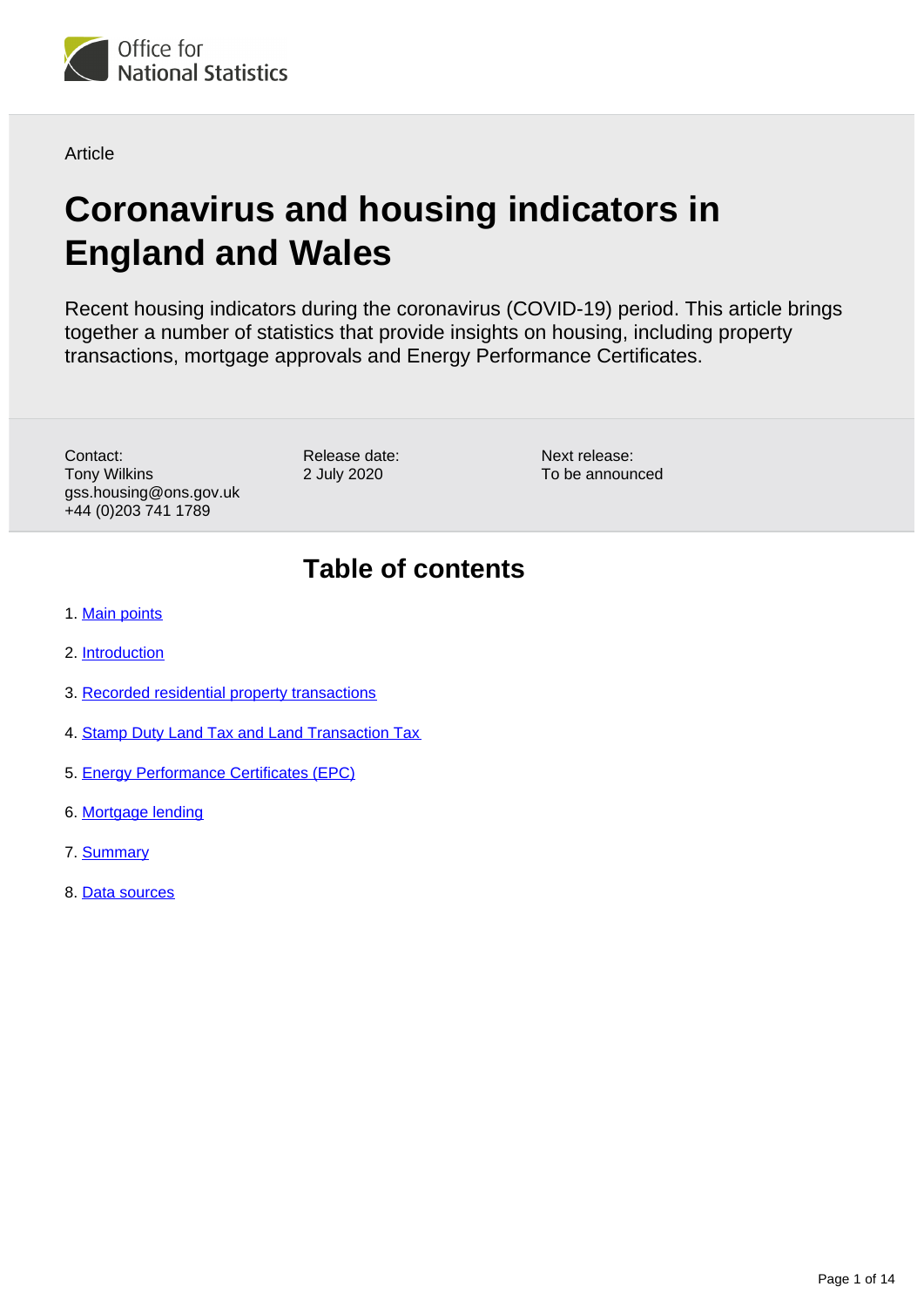Office for National Statistics

Article

# Coronavirus and housing indicators in England and Wales

Recent housing indicators during the coronavirus (COVID-19) period. This article brings together a number of statistics that provide insights on housing, including property transactions, mortgage approvals and Energy Performance Certificates.

Contact:
Tony Wilkins
gss.housing@ons.gov.uk
+44 (0)203 741 1789

Release date:
2 July 2020

Next release:
To be announced

## Table of contents

1. Main points
2. Introduction
3. Recorded residential property transactions
4. Stamp Duty Land Tax and Land Transaction Tax
5. Energy Performance Certificates (EPC)
6. Mortgage lending
7. Summary
8. Data sources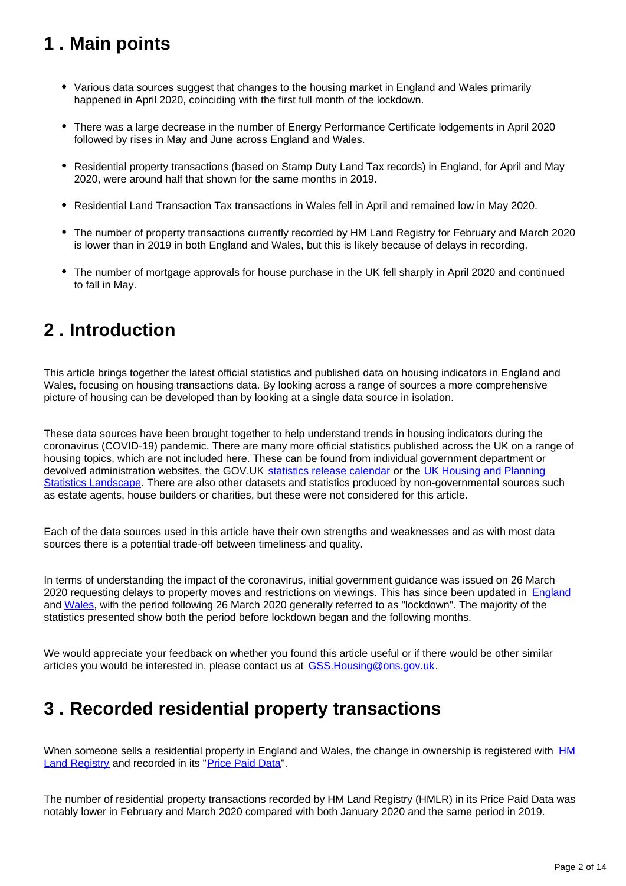## 1 . Main points

- Various data sources suggest that changes to the housing market in England and Wales primarily happened in April 2020, coinciding with the first full month of the lockdown.
- There was a large decrease in the number of Energy Performance Certificate lodgements in April 2020 followed by rises in May and June across England and Wales.
- Residential property transactions (based on Stamp Duty Land Tax records) in England, for April and May 2020, were around half that shown for the same months in 2019.
- Residential Land Transaction Tax transactions in Wales fell in April and remained low in May 2020.
- The number of property transactions currently recorded by HM Land Registry for February and March 2020 is lower than in 2019 in both England and Wales, but this is likely because of delays in recording.
- The number of mortgage approvals for house purchase in the UK fell sharply in April 2020 and continued to fall in May.

## 2 . Introduction

This article brings together the latest official statistics and published data on housing indicators in England and Wales, focusing on housing transactions data. By looking across a range of sources a more comprehensive picture of housing can be developed than by looking at a single data source in isolation.

These data sources have been brought together to help understand trends in housing indicators during the coronavirus (COVID-19) pandemic. There are many more official statistics published across the UK on a range of housing topics, which are not included here. These can be found from individual government department or devolved administration websites, the GOV.UK statistics release calendar or the UK Housing and Planning Statistics Landscape. There are also other datasets and statistics produced by non-governmental sources such as estate agents, house builders or charities, but these were not considered for this article.

Each of the data sources used in this article have their own strengths and weaknesses and as with most data sources there is a potential trade-off between timeliness and quality.

In terms of understanding the impact of the coronavirus, initial government guidance was issued on 26 March 2020 requesting delays to property moves and restrictions on viewings. This has since been updated in England and Wales, with the period following 26 March 2020 generally referred to as "lockdown". The majority of the statistics presented show both the period before lockdown began and the following months.

We would appreciate your feedback on whether you found this article useful or if there would be other similar articles you would be interested in, please contact us at GSS.Housing@ons.gov.uk.

## 3 . Recorded residential property transactions

When someone sells a residential property in England and Wales, the change in ownership is registered with HM Land Registry and recorded in its "Price Paid Data".

The number of residential property transactions recorded by HM Land Registry (HMLR) in its Price Paid Data was notably lower in February and March 2020 compared with both January 2020 and the same period in 2019.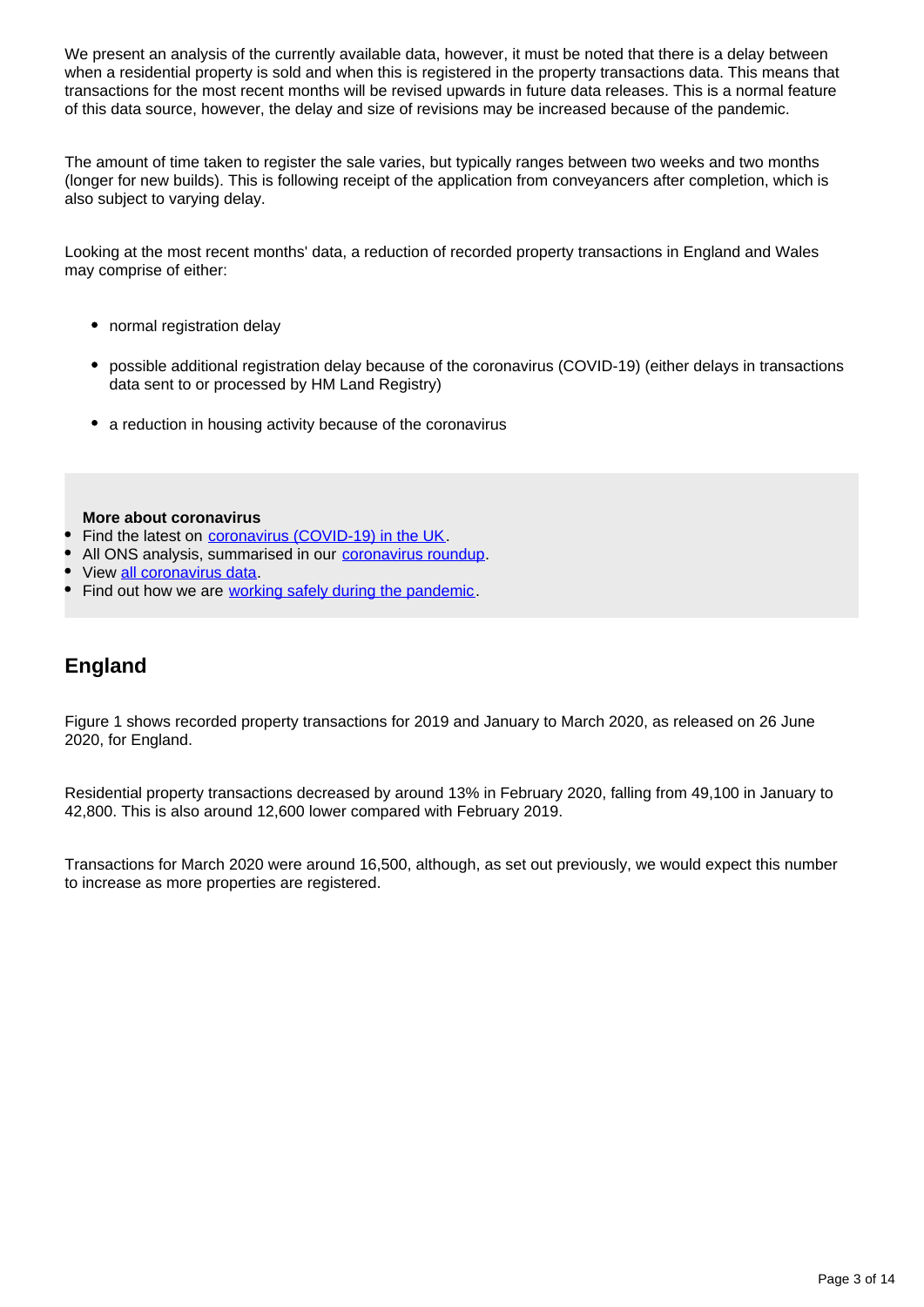We present an analysis of the currently available data, however, it must be noted that there is a delay between when a residential property is sold and when this is registered in the property transactions data. This means that transactions for the most recent months will be revised upwards in future data releases. This is a normal feature of this data source, however, the delay and size of revisions may be increased because of the pandemic.

The amount of time taken to register the sale varies, but typically ranges between two weeks and two months (longer for new builds). This is following receipt of the application from conveyancers after completion, which is also subject to varying delay.

Looking at the most recent months' data, a reduction of recorded property transactions in England and Wales may comprise of either:

- normal registration delay
- possible additional registration delay because of the coronavirus (COVID-19) (either delays in transactions data sent to or processed by HM Land Registry)
- a reduction in housing activity because of the coronavirus

**More about coronavirus**

- Find the latest on [coronavirus (COVID-19) in the UK](#).
- All ONS analysis, summarised in our [coronavirus roundup](#).
- View [all coronavirus data](#).
- Find out how we are [working safely during the pandemic](#).

## England

Figure 1 shows recorded property transactions for 2019 and January to March 2020, as released on 26 June 2020, for England.

Residential property transactions decreased by around 13% in February 2020, falling from 49,100 in January to 42,800. This is also around 12,600 lower compared with February 2019.

Transactions for March 2020 were around 16,500, although, as set out previously, we would expect this number to increase as more properties are registered.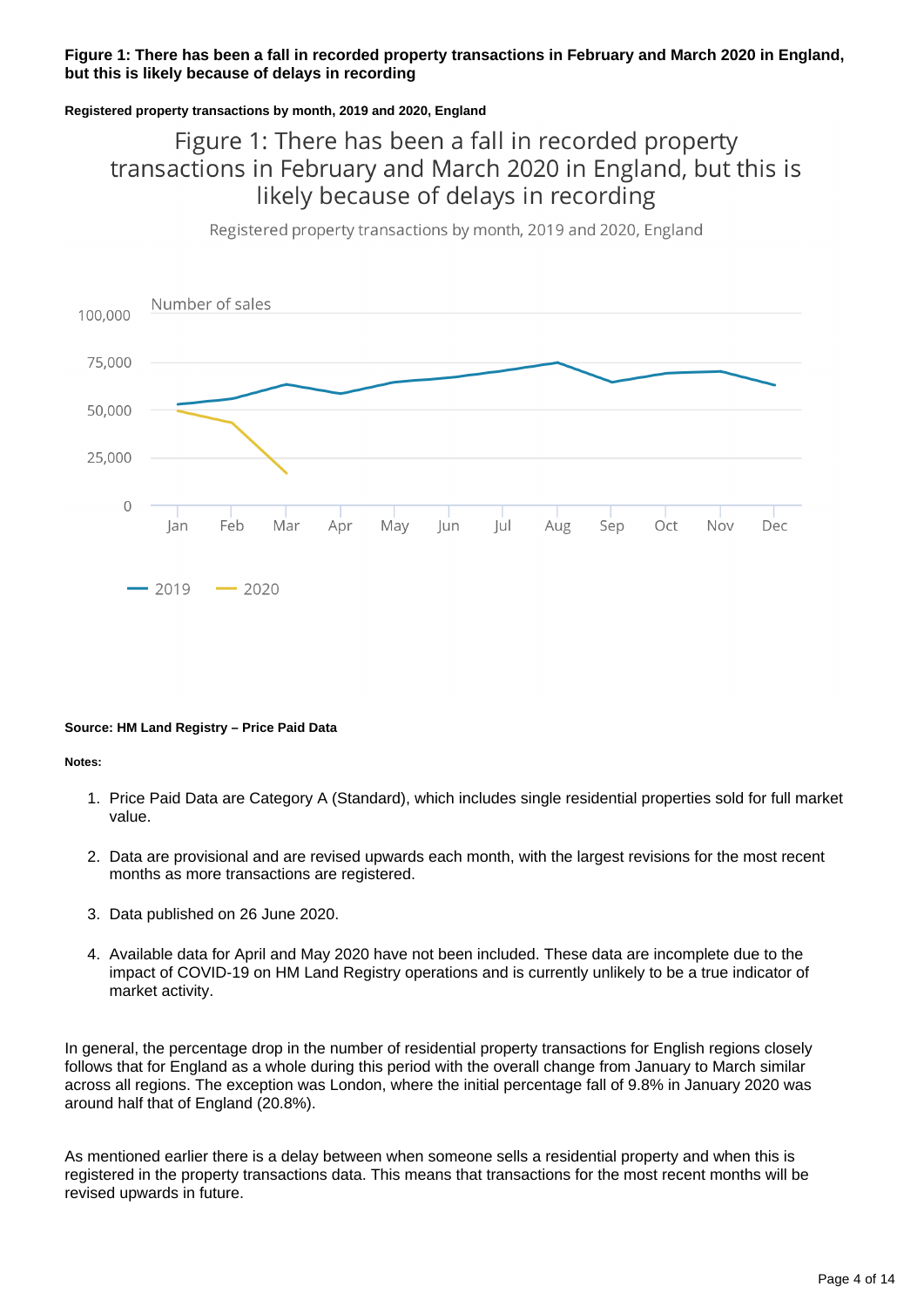**Figure 1: There has been a fall in recorded property transactions in February and March 2020 in England, but this is likely because of delays in recording**

**Registered property transactions by month, 2019 and 2020, England**

Figure 1: There has been a fall in recorded property transactions in February and March 2020 in England, but this is likely because of delays in recording

Registered property transactions by month, 2019 and 2020, England

Number of sales

100,000

75,000

50,000

25,000

0

Jan Feb Mar Apr May Jun Jul Aug Sep Oct Nov Dec

2019 2020

**Source: HM Land Registry – Price Paid Data**

**Notes:**

1. Price Paid Data are Category A (Standard), which includes single residential properties sold for full market value.

2. Data are provisional and are revised upwards each month, with the largest revisions for the most recent months as more transactions are registered.

3. Data published on 26 June 2020.

4. Available data for April and May 2020 have not been included. These data are incomplete due to the impact of COVID-19 on HM Land Registry operations and is currently unlikely to be a true indicator of market activity.

In general, the percentage drop in the number of residential property transactions for English regions closely follows that for England as a whole during this period with the overall change from January to March similar across all regions. The exception was London, where the initial percentage fall of 9.8% in January 2020 was around half that of England (20.8%).

As mentioned earlier there is a delay between when someone sells a residential property and when this is registered in the property transactions data. This means that transactions for the most recent months will be revised upwards in future.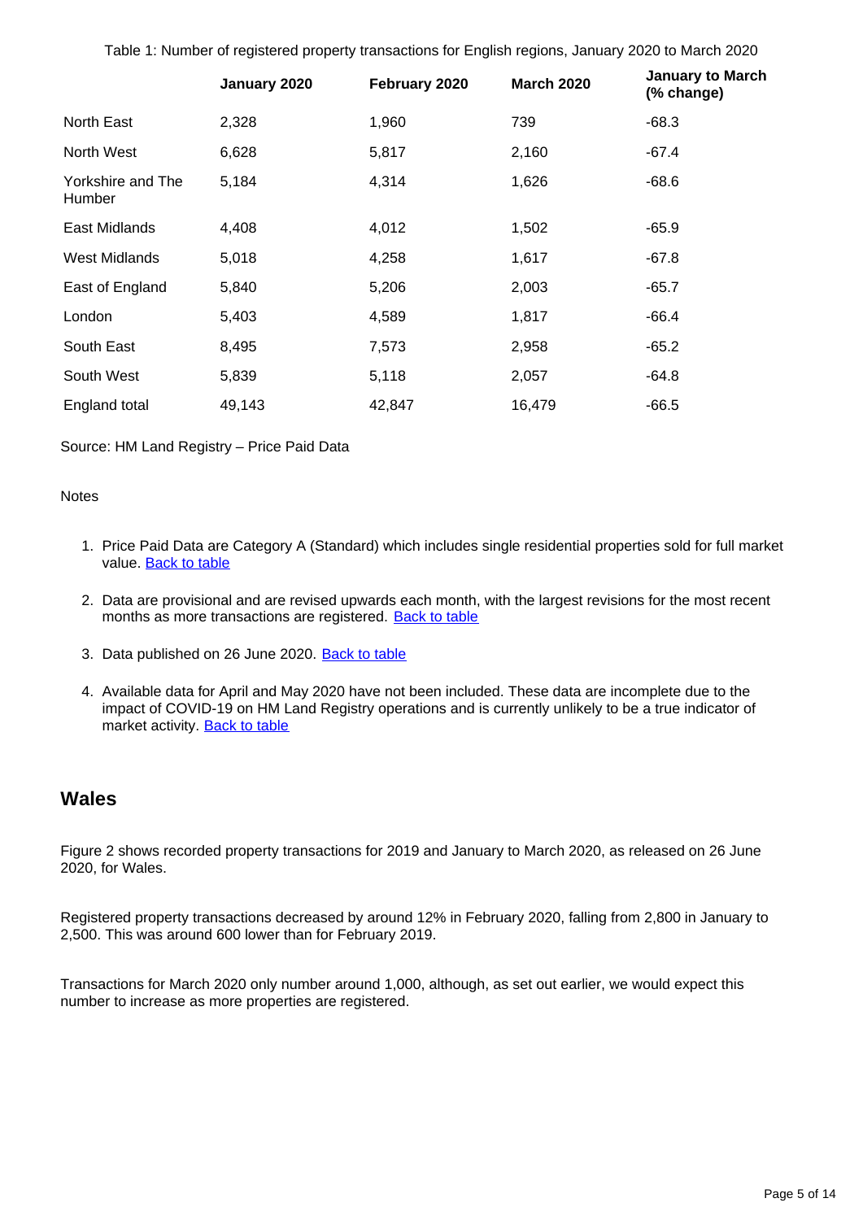Table 1: Number of registered property transactions for English regions, January 2020 to March 2020

| | January 2020 | February 2020 | March 2020 | January to March (% change) |
|---|---|---|---|---|
| North East | 2,328 | 1,960 | 739 | -68.3 |
| North West | 6,628 | 5,817 | 2,160 | -67.4 |
| Yorkshire and The Humber | 5,184 | 4,314 | 1,626 | -68.6 |
| East Midlands | 4,408 | 4,012 | 1,502 | -65.9 |
| West Midlands | 5,018 | 4,258 | 1,617 | -67.8 |
| East of England | 5,840 | 5,206 | 2,003 | -65.7 |
| London | 5,403 | 4,589 | 1,817 | -66.4 |
| South East | 8,495 | 7,573 | 2,958 | -65.2 |
| South West | 5,839 | 5,118 | 2,057 | -64.8 |
| England total | 49,143 | 42,847 | 16,479 | -66.5 |

Source: HM Land Registry – Price Paid Data

Notes

1. Price Paid Data are Category A (Standard) which includes single residential properties sold for full market value. Back to table
2. Data are provisional and are revised upwards each month, with the largest revisions for the most recent months as more transactions are registered. Back to table
3. Data published on 26 June 2020. Back to table
4. Available data for April and May 2020 have not been included. These data are incomplete due to the impact of COVID-19 on HM Land Registry operations and is currently unlikely to be a true indicator of market activity. Back to table

## Wales

Figure 2 shows recorded property transactions for 2019 and January to March 2020, as released on 26 June 2020, for Wales.

Registered property transactions decreased by around 12% in February 2020, falling from 2,800 in January to 2,500. This was around 600 lower than for February 2019.

Transactions for March 2020 only number around 1,000, although, as set out earlier, we would expect this number to increase as more properties are registered.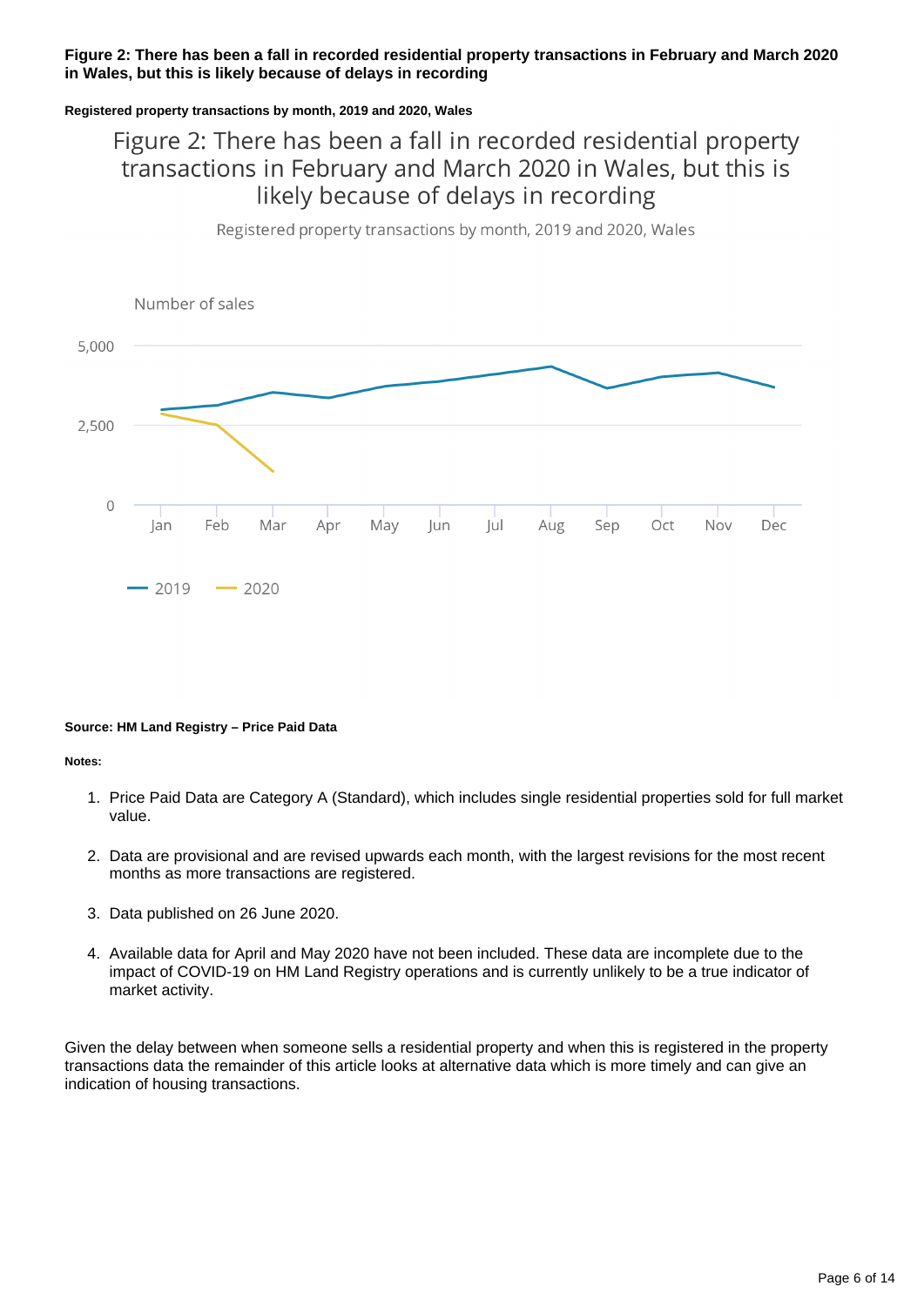**Figure 2: There has been a fall in recorded residential property transactions in February and March 2020 in Wales, but this is likely because of delays in recording**

**Registered property transactions by month, 2019 and 2020, Wales**

**Source: HM Land Registry – Price Paid Data**

**Notes:**

1. Price Paid Data are Category A (Standard), which includes single residential properties sold for full market value.

2. Data are provisional and are revised upwards each month, with the largest revisions for the most recent months as more transactions are registered.

3. Data published on 26 June 2020.

4. Available data for April and May 2020 have not been included. These data are incomplete due to the impact of COVID-19 on HM Land Registry operations and is currently unlikely to be a true indicator of market activity.

Given the delay between when someone sells a residential property and when this is registered in the property transactions data the remainder of this article looks at alternative data which is more timely and can give an indication of housing transactions.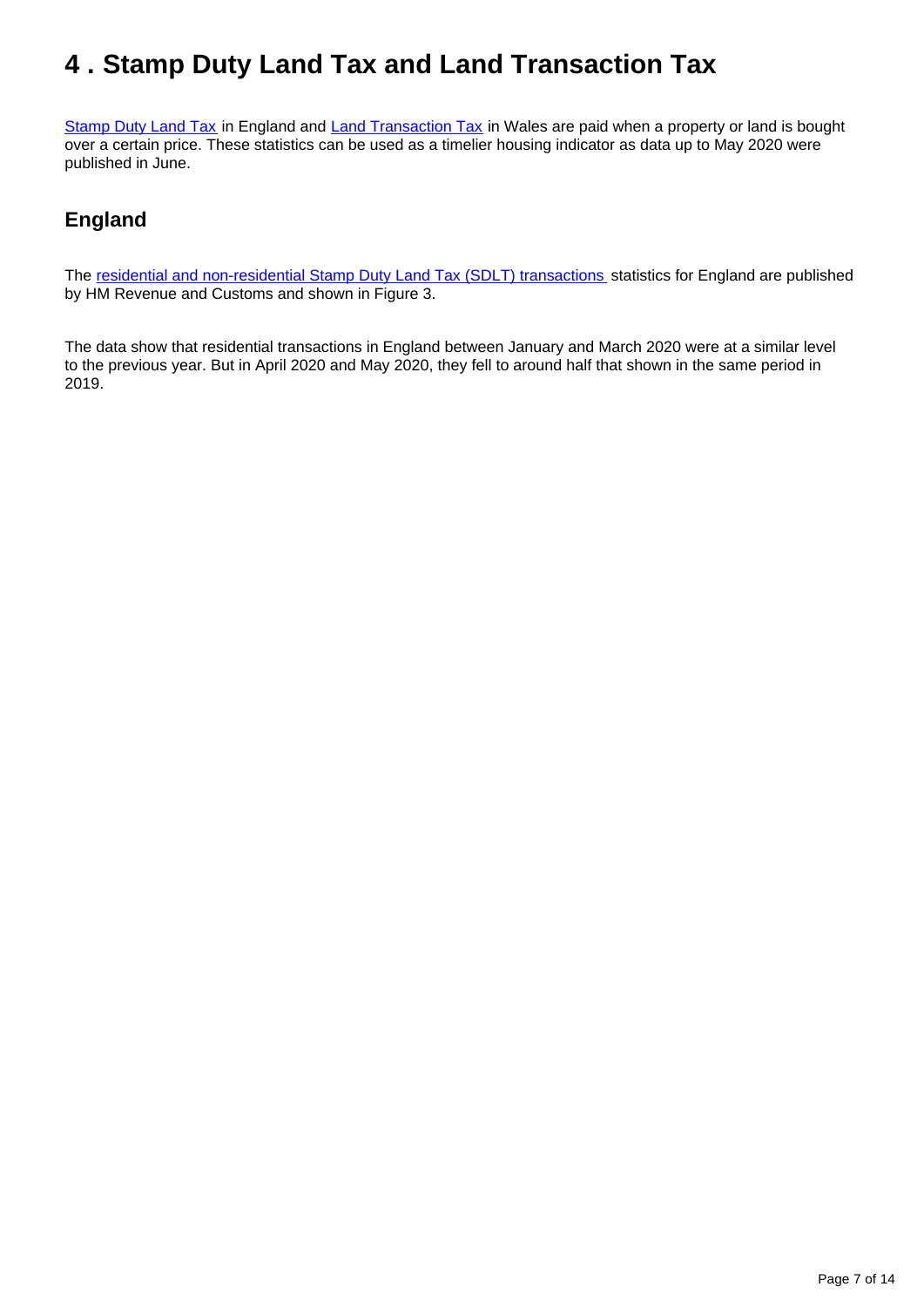# 4 . Stamp Duty Land Tax and Land Transaction Tax

Stamp Duty Land Tax in England and Land Transaction Tax in Wales are paid when a property or land is bought over a certain price. These statistics can be used as a timelier housing indicator as data up to May 2020 were published in June.

## England

The residential and non-residential Stamp Duty Land Tax (SDLT) transactions statistics for England are published by HM Revenue and Customs and shown in Figure 3.

The data show that residential transactions in England between January and March 2020 were at a similar level to the previous year. But in April 2020 and May 2020, they fell to around half that shown in the same period in 2019.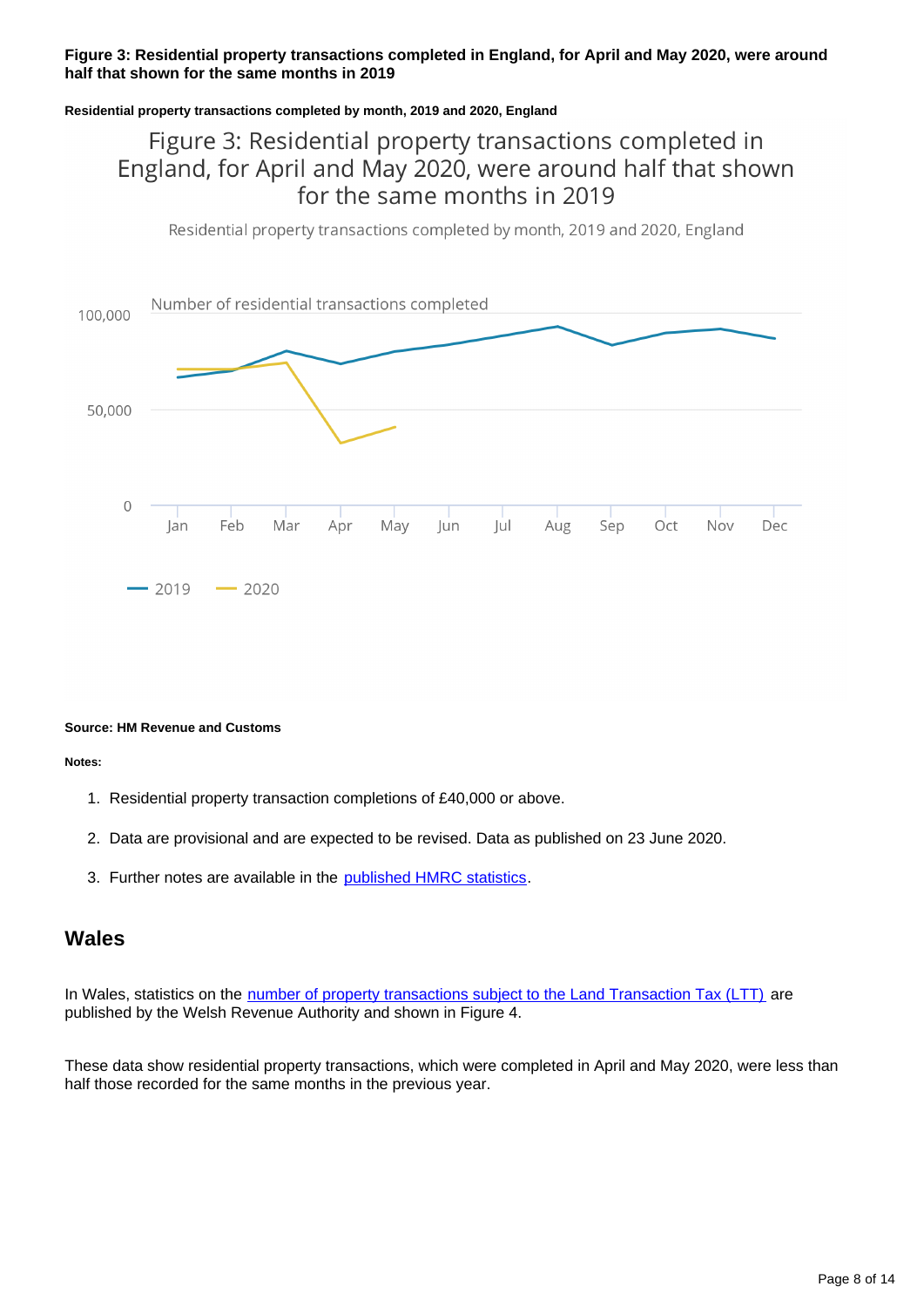**Figure 3: Residential property transactions completed in England, for April and May 2020, were around half that shown for the same months in 2019**

**Residential property transactions completed by month, 2019 and 2020, England**

Figure 3: Residential property transactions completed in England, for April and May 2020, were around half that shown for the same months in 2019

Residential property transactions completed by month, 2019 and 2020, England

Number of residential transactions completed

**Source: HM Revenue and Customs**

**Notes:**

1. Residential property transaction completions of £40,000 or above.
2. Data are provisional and are expected to be revised. Data as published on 23 June 2020.
3. Further notes are available in the published HMRC statistics.

## Wales

In Wales, statistics on the number of property transactions subject to the Land Transaction Tax (LTT) are published by the Welsh Revenue Authority and shown in Figure 4.

These data show residential property transactions, which were completed in April and May 2020, were less than half those recorded for the same months in the previous year.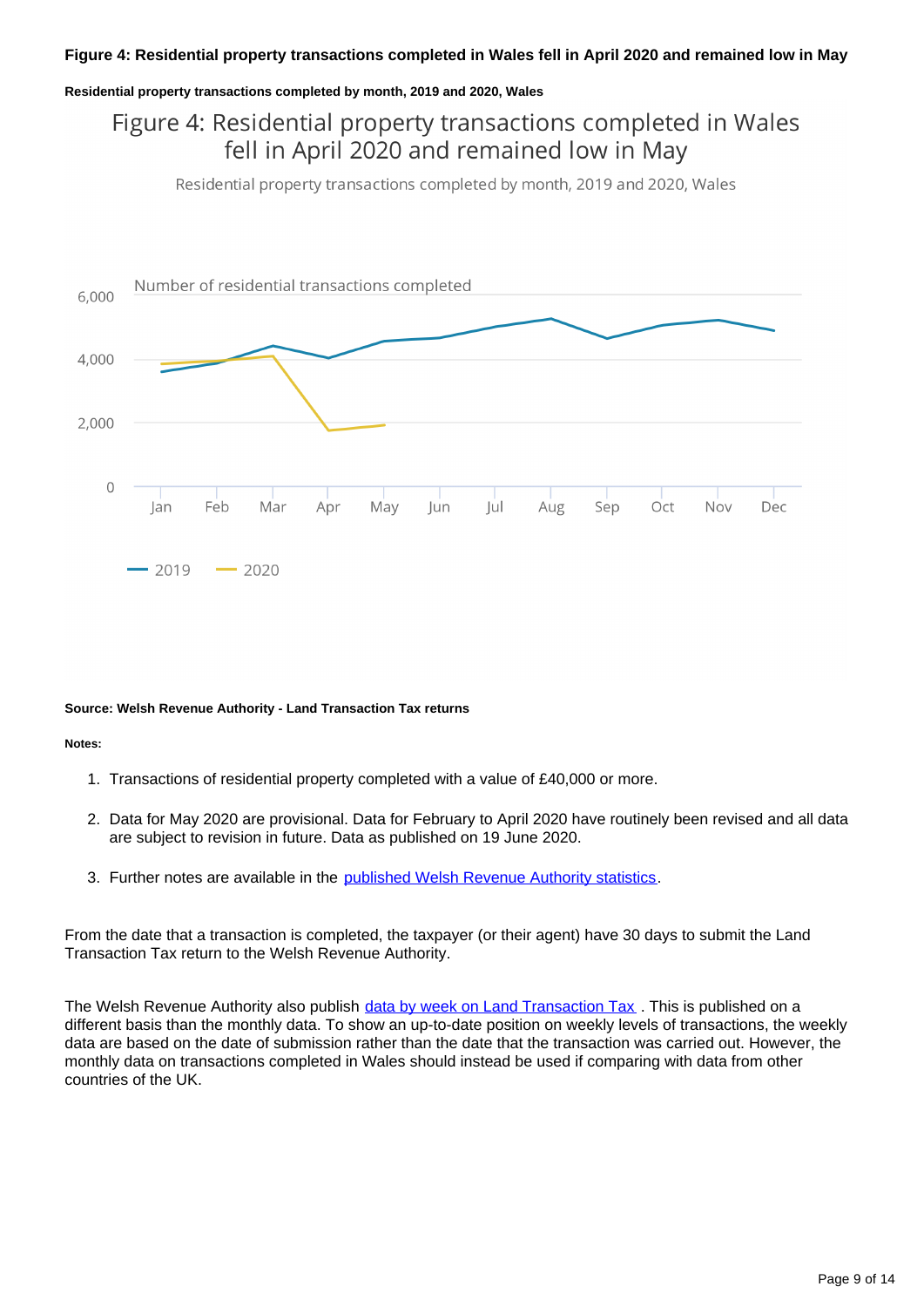**Figure 4: Residential property transactions completed in Wales fell in April 2020 and remained low in May**

**Residential property transactions completed by month, 2019 and 2020, Wales**

**Source: Welsh Revenue Authority - Land Transaction Tax returns**

**Notes:**

1. Transactions of residential property completed with a value of £40,000 or more.
2. Data for May 2020 are provisional. Data for February to April 2020 have routinely been revised and all data are subject to revision in future. Data as published on 19 June 2020.
3. Further notes are available in the [published Welsh Revenue Authority statistics](#).

From the date that a transaction is completed, the taxpayer (or their agent) have 30 days to submit the Land Transaction Tax return to the Welsh Revenue Authority.

The Welsh Revenue Authority also publish [data by week on Land Transaction Tax](#) . This is published on a different basis than the monthly data. To show an up-to-date position on weekly levels of transactions, the weekly data are based on the date of submission rather than the date that the transaction was carried out. However, the monthly data on transactions completed in Wales should instead be used if comparing with data from other countries of the UK.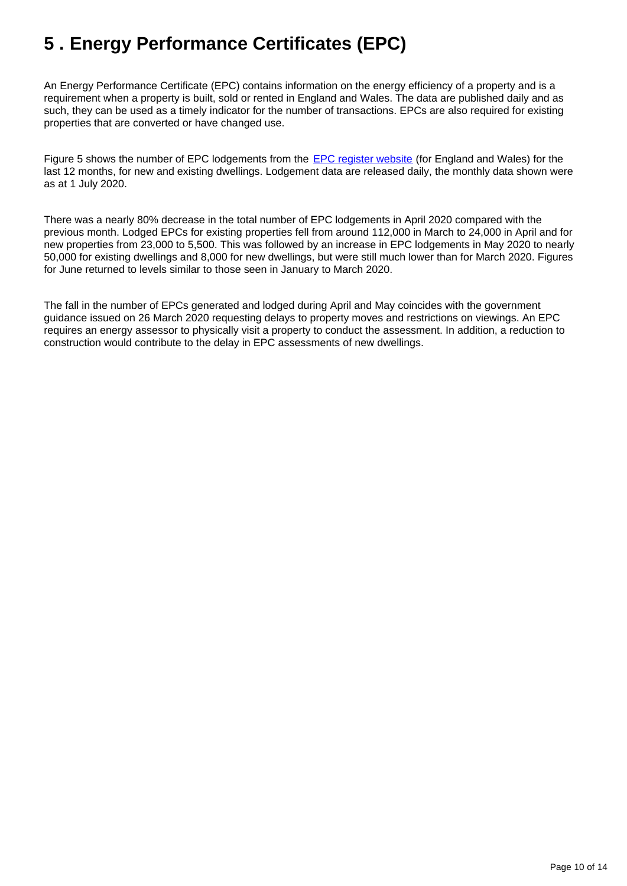# 5 . Energy Performance Certificates (EPC)

An Energy Performance Certificate (EPC) contains information on the energy efficiency of a property and is a requirement when a property is built, sold or rented in England and Wales. The data are published daily and as such, they can be used as a timely indicator for the number of transactions. EPCs are also required for existing properties that are converted or have changed use.

Figure 5 shows the number of EPC lodgements from the [EPC register website](#) (for England and Wales) for the last 12 months, for new and existing dwellings. Lodgement data are released daily, the monthly data shown were as at 1 July 2020.

There was a nearly 80% decrease in the total number of EPC lodgements in April 2020 compared with the previous month. Lodged EPCs for existing properties fell from around 112,000 in March to 24,000 in April and for new properties from 23,000 to 5,500. This was followed by an increase in EPC lodgements in May 2020 to nearly 50,000 for existing dwellings and 8,000 for new dwellings, but were still much lower than for March 2020. Figures for June returned to levels similar to those seen in January to March 2020.

The fall in the number of EPCs generated and lodged during April and May coincides with the government guidance issued on 26 March 2020 requesting delays to property moves and restrictions on viewings. An EPC requires an energy assessor to physically visit a property to conduct the assessment. In addition, a reduction to construction would contribute to the delay in EPC assessments of new dwellings.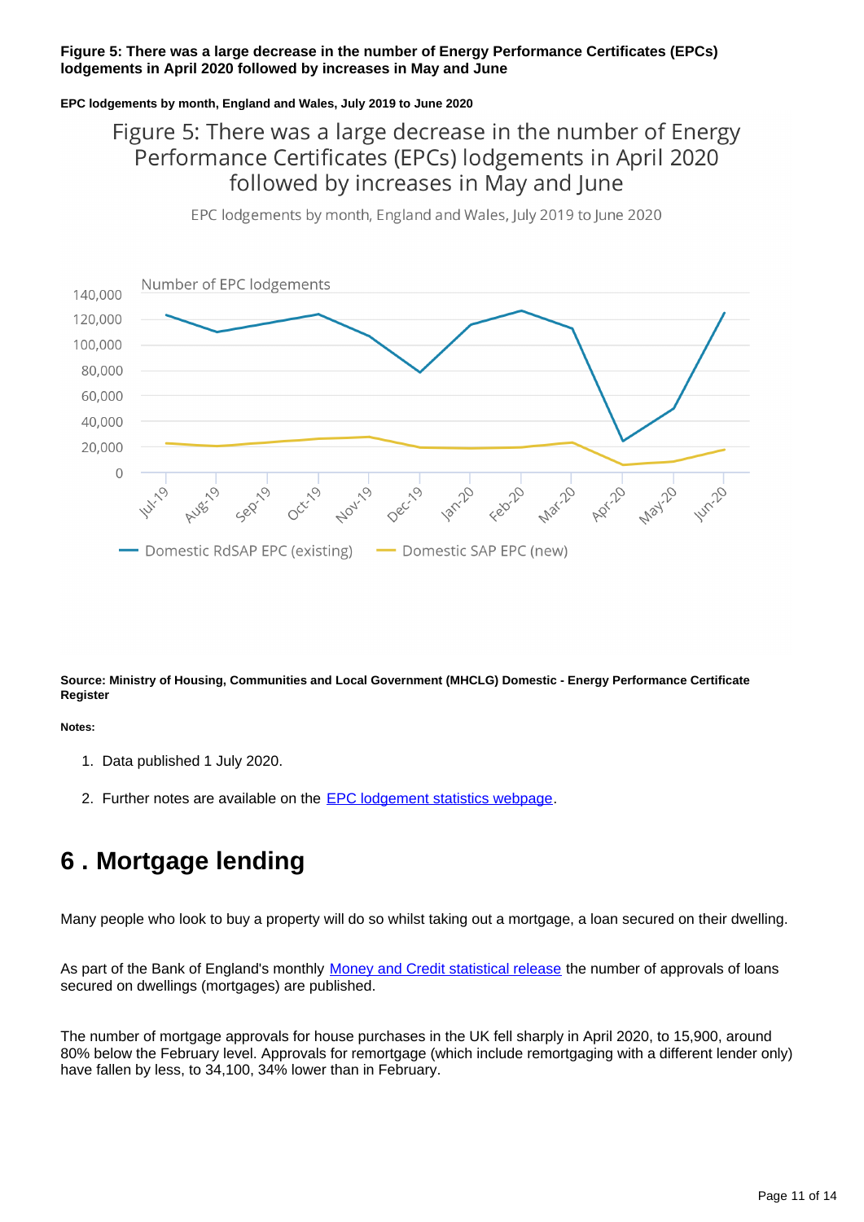**Figure 5: There was a large decrease in the number of Energy Performance Certificates (EPCs) lodgements in April 2020 followed by increases in May and June**

**EPC lodgements by month, England and Wales, July 2019 to June 2020**

**Source: Ministry of Housing, Communities and Local Government (MHCLG) Domestic - Energy Performance Certificate Register**

**Notes:**

1. Data published 1 July 2020.
2. Further notes are available on the [EPC lodgement statistics webpage](#).

## 6 . Mortgage lending

Many people who look to buy a property will do so whilst taking out a mortgage, a loan secured on their dwelling.

As part of the Bank of England's monthly [Money and Credit statistical release](#) the number of approvals of loans secured on dwellings (mortgages) are published.

The number of mortgage approvals for house purchases in the UK fell sharply in April 2020, to 15,900, around 80% below the February level. Approvals for remortgage (which include remortgaging with a different lender only) have fallen by less, to 34,100, 34% lower than in February.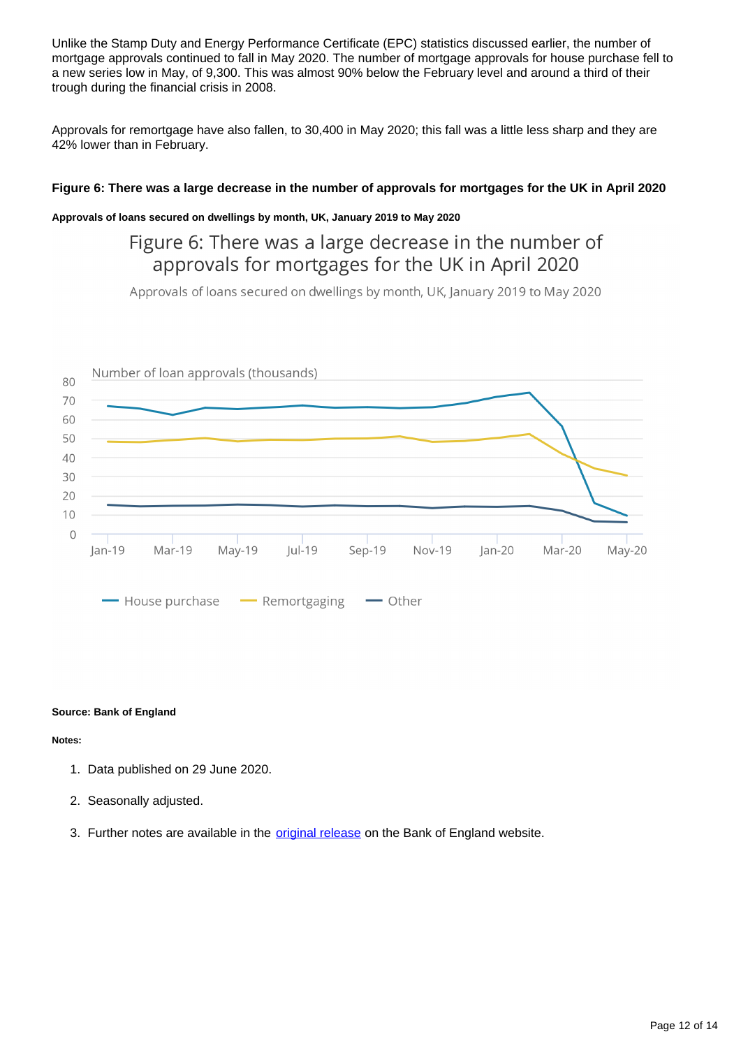Unlike the Stamp Duty and Energy Performance Certificate (EPC) statistics discussed earlier, the number of mortgage approvals continued to fall in May 2020. The number of mortgage approvals for house purchase fell to a new series low in May, of 9,300. This was almost 90% below the February level and around a third of their trough during the financial crisis in 2008.

Approvals for remortgage have also fallen, to 30,400 in May 2020; this fall was a little less sharp and they are 42% lower than in February.

#### Figure 6: There was a large decrease in the number of approvals for mortgages for the UK in April 2020

**Approvals of loans secured on dwellings by month, UK, January 2019 to May 2020**

**Source: Bank of England**

**Notes:**

1. Data published on 29 June 2020.
2. Seasonally adjusted.
3. Further notes are available in the original release on the Bank of England website.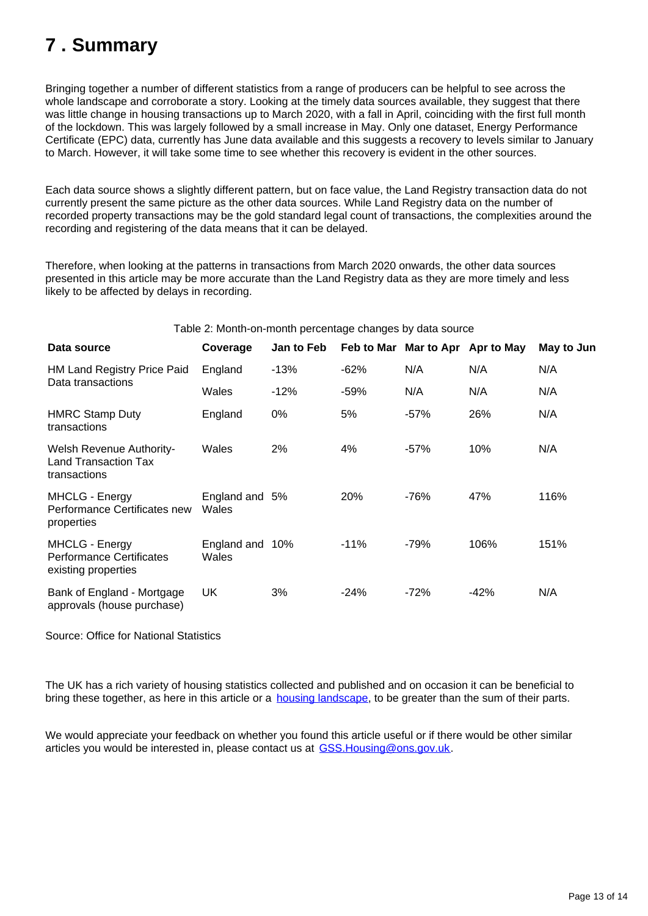# 7 . Summary

Bringing together a number of different statistics from a range of producers can be helpful to see across the whole landscape and corroborate a story. Looking at the timely data sources available, they suggest that there was little change in housing transactions up to March 2020, with a fall in April, coinciding with the first full month of the lockdown. This was largely followed by a small increase in May. Only one dataset, Energy Performance Certificate (EPC) data, currently has June data available and this suggests a recovery to levels similar to January to March. However, it will take some time to see whether this recovery is evident in the other sources.

Each data source shows a slightly different pattern, but on face value, the Land Registry transaction data do not currently present the same picture as the other data sources. While Land Registry data on the number of recorded property transactions may be the gold standard legal count of transactions, the complexities around the recording and registering of the data means that it can be delayed.

Therefore, when looking at the patterns in transactions from March 2020 onwards, the other data sources presented in this article may be more accurate than the Land Registry data as they are more timely and less likely to be affected by delays in recording.

Table 2: Month-on-month percentage changes by data source

| Data source | Coverage | Jan to Feb | Feb to Mar | Mar to Apr | Apr to May | May to Jun |
|---|---|---|---|---|---|---|
| HM Land Registry Price Paid Data transactions | England | -13% | -62% | N/A | N/A | N/A |
| | Wales | -12% | -59% | N/A | N/A | N/A |
| HMRC Stamp Duty transactions | England | 0% | 5% | -57% | 26% | N/A |
| Welsh Revenue Authority- Land Transaction Tax transactions | Wales | 2% | 4% | -57% | 10% | N/A |
| MHCLG - Energy Performance Certificates new properties | England and Wales | 5% | 20% | -76% | 47% | 116% |
| MHCLG - Energy Performance Certificates existing properties | England and Wales | 10% | -11% | -79% | 106% | 151% |
| Bank of England - Mortgage approvals (house purchase) | UK | 3% | -24% | -72% | -42% | N/A |

Source: Office for National Statistics

The UK has a rich variety of housing statistics collected and published and on occasion it can be beneficial to bring these together, as here in this article or a [housing landscape](), to be greater than the sum of their parts.

We would appreciate your feedback on whether you found this article useful or if there would be other similar articles you would be interested in, please contact us at [GSS.Housing@ons.gov.uk]().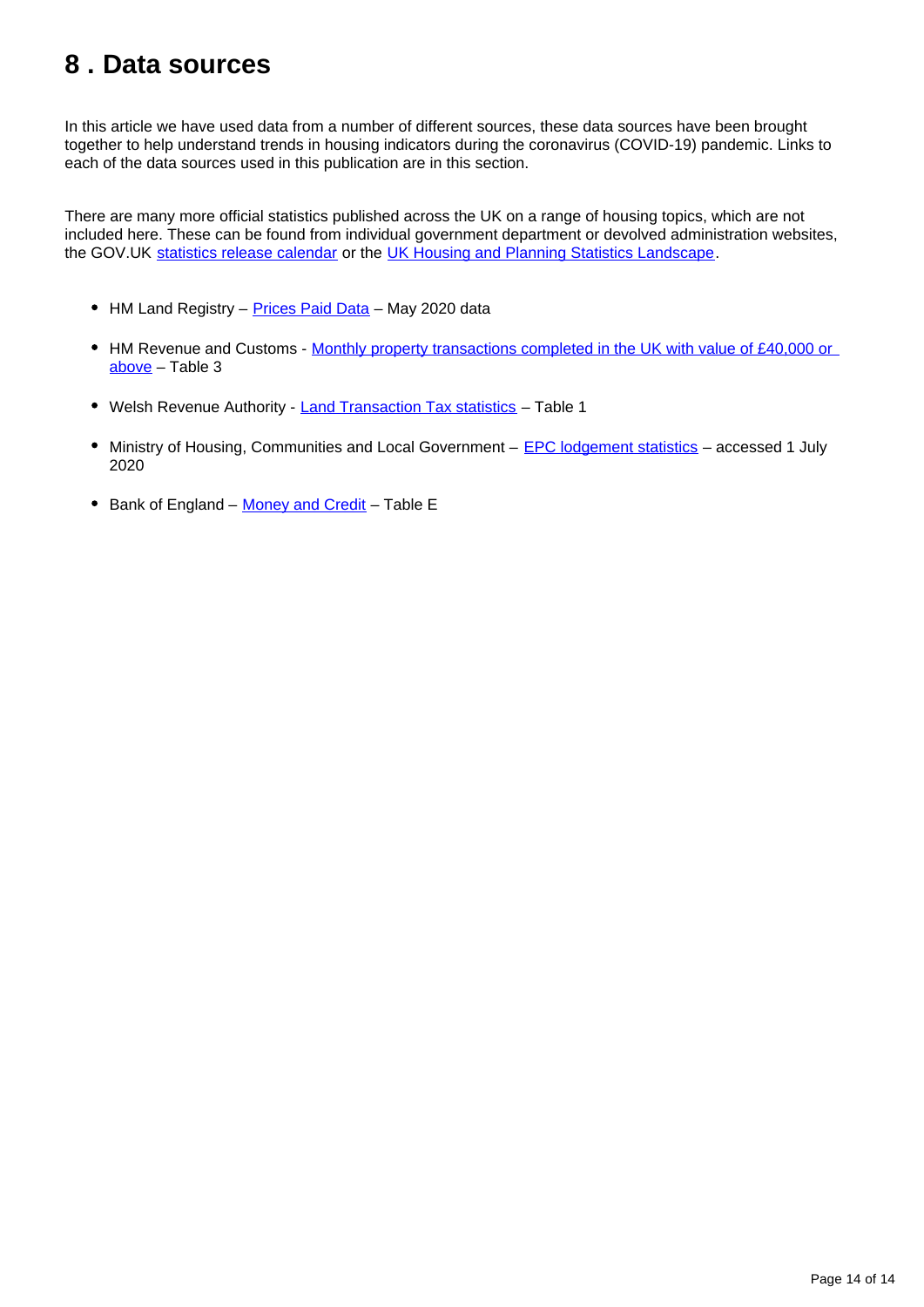## 8 . Data sources

In this article we have used data from a number of different sources, these data sources have been brought together to help understand trends in housing indicators during the coronavirus (COVID-19) pandemic. Links to each of the data sources used in this publication are in this section.

There are many more official statistics published across the UK on a range of housing topics, which are not included here. These can be found from individual government department or devolved administration websites, the GOV.UK statistics release calendar or the UK Housing and Planning Statistics Landscape.

- HM Land Registry – Prices Paid Data – May 2020 data
- HM Revenue and Customs - Monthly property transactions completed in the UK with value of £40,000 or above – Table 3
- Welsh Revenue Authority - Land Transaction Tax statistics – Table 1
- Ministry of Housing, Communities and Local Government – EPC lodgement statistics – accessed 1 July 2020
- Bank of England – Money and Credit – Table E